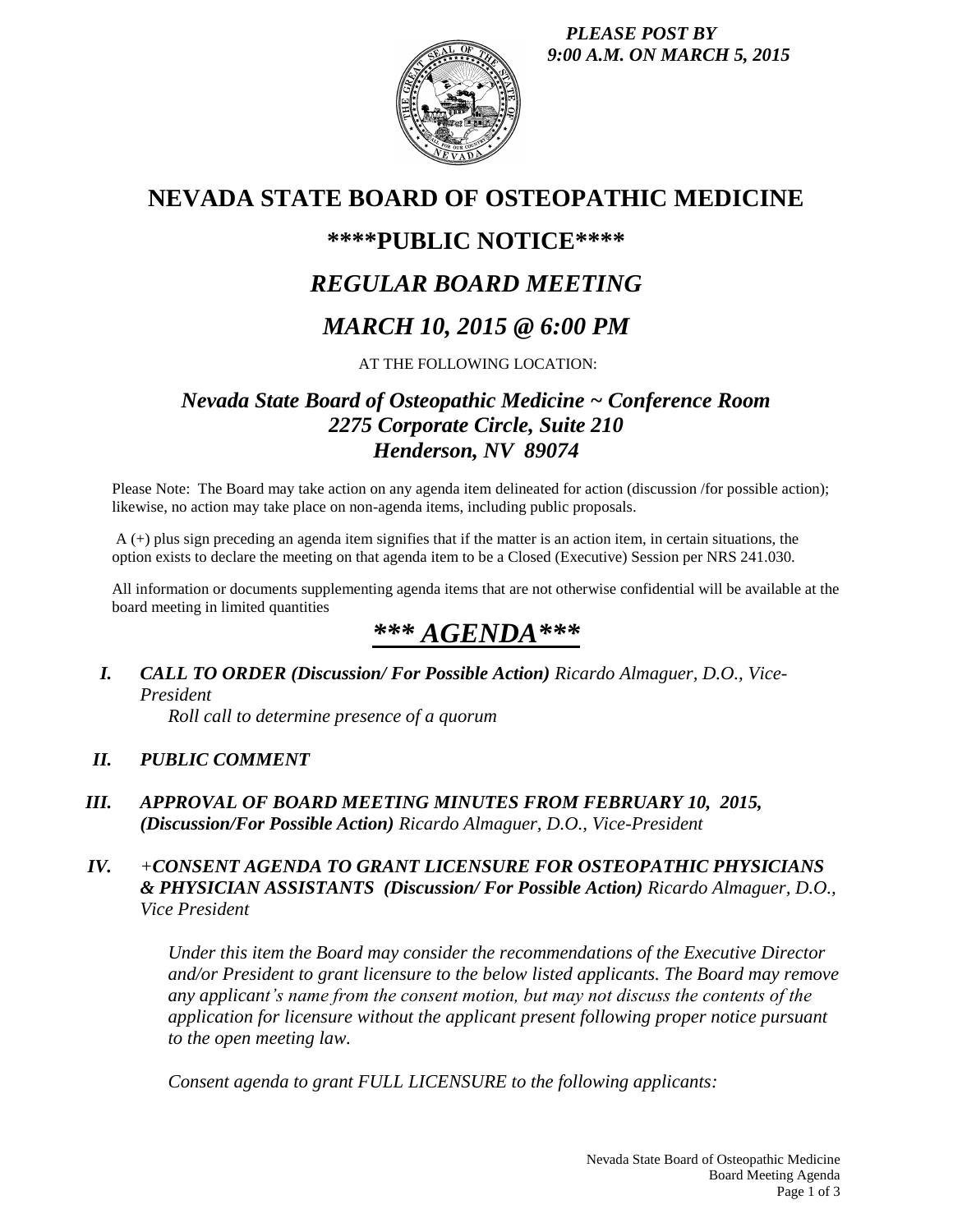*PLEASE POST BY 9:00 A.M. ON MARCH 5, 2015*

# NEVADA STATE BOARD OF OSTEOPATHIC MEDICINE

## ****PUBLIC NOTICE****

## *REGULAR BOARD MEETING*

## *MARCH 10, 2015 @ 6:00 PM*

AT THE FOLLOWING LOCATION:

### *Nevada State Board of Osteopathic Medicine ~ Conference Room*
### *2275 Corporate Circle, Suite 210*
### *Henderson, NV 89074*

Please Note: The Board may take action on any agenda item delineated for action (discussion /for possible action); likewise, no action may take place on non-agenda items, including public proposals.

A (+) plus sign preceding an agenda item signifies that if the matter is an action item, in certain situations, the option exists to declare the meeting on that agenda item to be a Closed (Executive) Session per NRS 241.030.

All information or documents supplementing agenda items that are not otherwise confidential will be available at the board meeting in limited quantities

## *\*\*\* AGENDA\*\*\**

***I. CALL TO ORDER (Discussion/ For Possible Action)*** *Ricardo Almaguer, D.O., Vice-President*

*Roll call to determine presence of a quorum*

***II. PUBLIC COMMENT***

***III. APPROVAL OF BOARD MEETING MINUTES FROM FEBRUARY 10, 2015, (Discussion/For Possible Action)*** *Ricardo Almaguer, D.O., Vice-President*

***IV. +CONSENT AGENDA TO GRANT LICENSURE FOR OSTEOPATHIC PHYSICIANS & PHYSICIAN ASSISTANTS (Discussion/ For Possible Action)*** *Ricardo Almaguer, D.O., Vice President*

*Under this item the Board may consider the recommendations of the Executive Director and/or President to grant licensure to the below listed applicants. The Board may remove any applicant's name from the consent motion, but may not discuss the contents of the application for licensure without the applicant present following proper notice pursuant to the open meeting law.*

*Consent agenda to grant FULL LICENSURE to the following applicants:*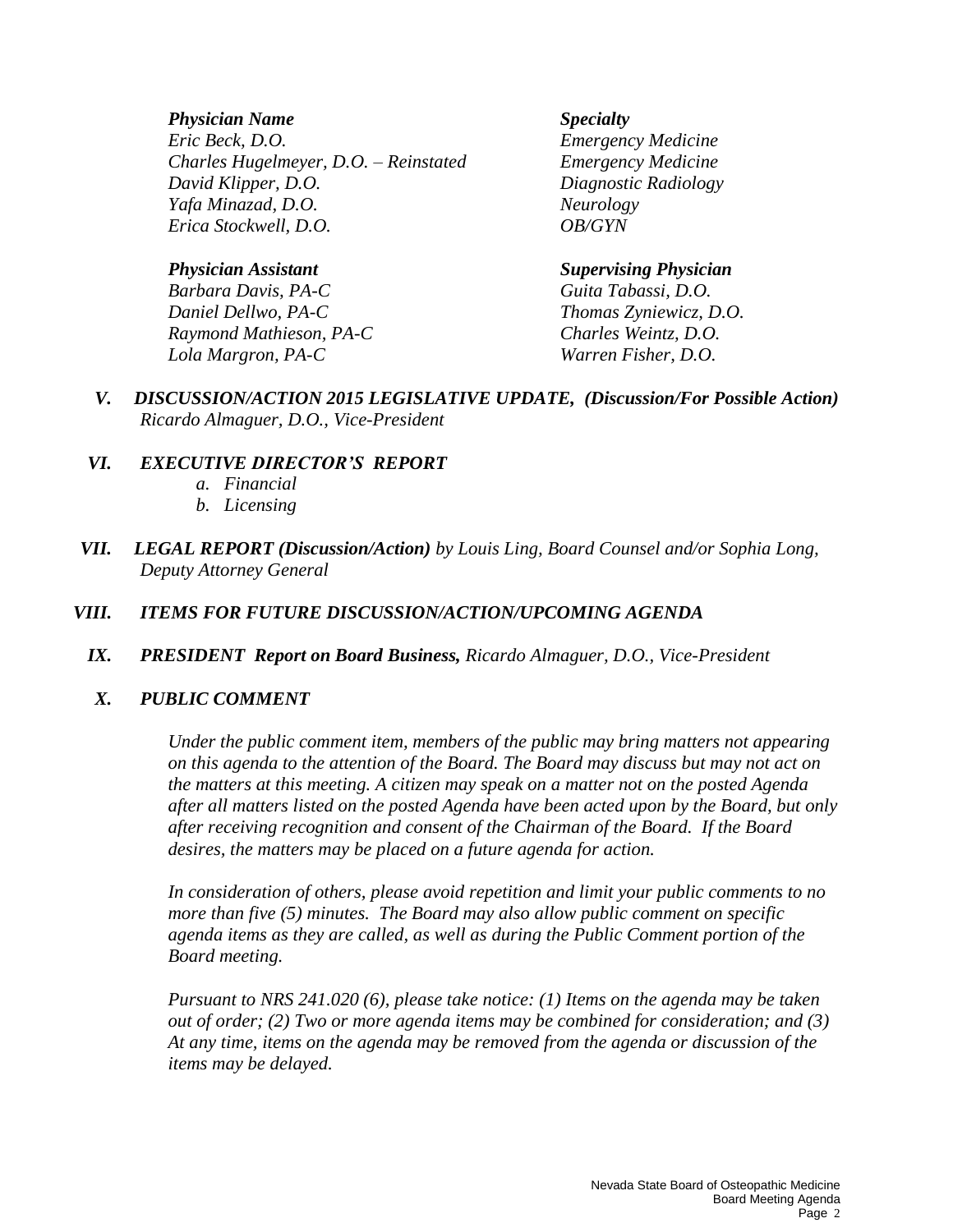| *Physician Name* | *Specialty* |
|---|---|
| *Eric Beck, D.O.* | *Emergency Medicine* |
| *Charles Hugelmeyer, D.O. – Reinstated* | *Emergency Medicine* |
| *David Klipper, D.O.* | *Diagnostic Radiology* |
| *Yafa Minazad, D.O.* | *Neurology* |
| *Erica Stockwell, D.O.* | *OB/GYN* |

| *Physician Assistant* | *Supervising Physician* |
|---|---|
| *Barbara Davis, PA-C* | *Guita Tabassi, D.O.* |
| *Daniel Dellwo, PA-C* | *Thomas Zyniewicz, D.O.* |
| *Raymond Mathieson, PA-C* | *Charles Weintz, D.O.* |
| *Lola Margron, PA-C* | *Warren Fisher, D.O.* |

***V. DISCUSSION/ACTION 2015 LEGISLATIVE UPDATE, (Discussion/For Possible Action)*** *Ricardo Almaguer, D.O., Vice-President*

***VI. EXECUTIVE DIRECTOR'S REPORT***

*a. Financial*
*b. Licensing*

***VII. LEGAL REPORT (Discussion/Action)*** *by Louis Ling, Board Counsel and/or Sophia Long, Deputy Attorney General*

***VIII. ITEMS FOR FUTURE DISCUSSION/ACTION/UPCOMING AGENDA***

***IX. PRESIDENT Report on Board Business,*** *Ricardo Almaguer, D.O., Vice-President*

***X. PUBLIC COMMENT***

*Under the public comment item, members of the public may bring matters not appearing on this agenda to the attention of the Board. The Board may discuss but may not act on the matters at this meeting. A citizen may speak on a matter not on the posted Agenda after all matters listed on the posted Agenda have been acted upon by the Board, but only after receiving recognition and consent of the Chairman of the Board. If the Board desires, the matters may be placed on a future agenda for action.*

*In consideration of others, please avoid repetition and limit your public comments to no more than five (5) minutes. The Board may also allow public comment on specific agenda items as they are called, as well as during the Public Comment portion of the Board meeting.*

*Pursuant to NRS 241.020 (6), please take notice: (1) Items on the agenda may be taken out of order; (2) Two or more agenda items may be combined for consideration; and (3) At any time, items on the agenda may be removed from the agenda or discussion of the items may be delayed.*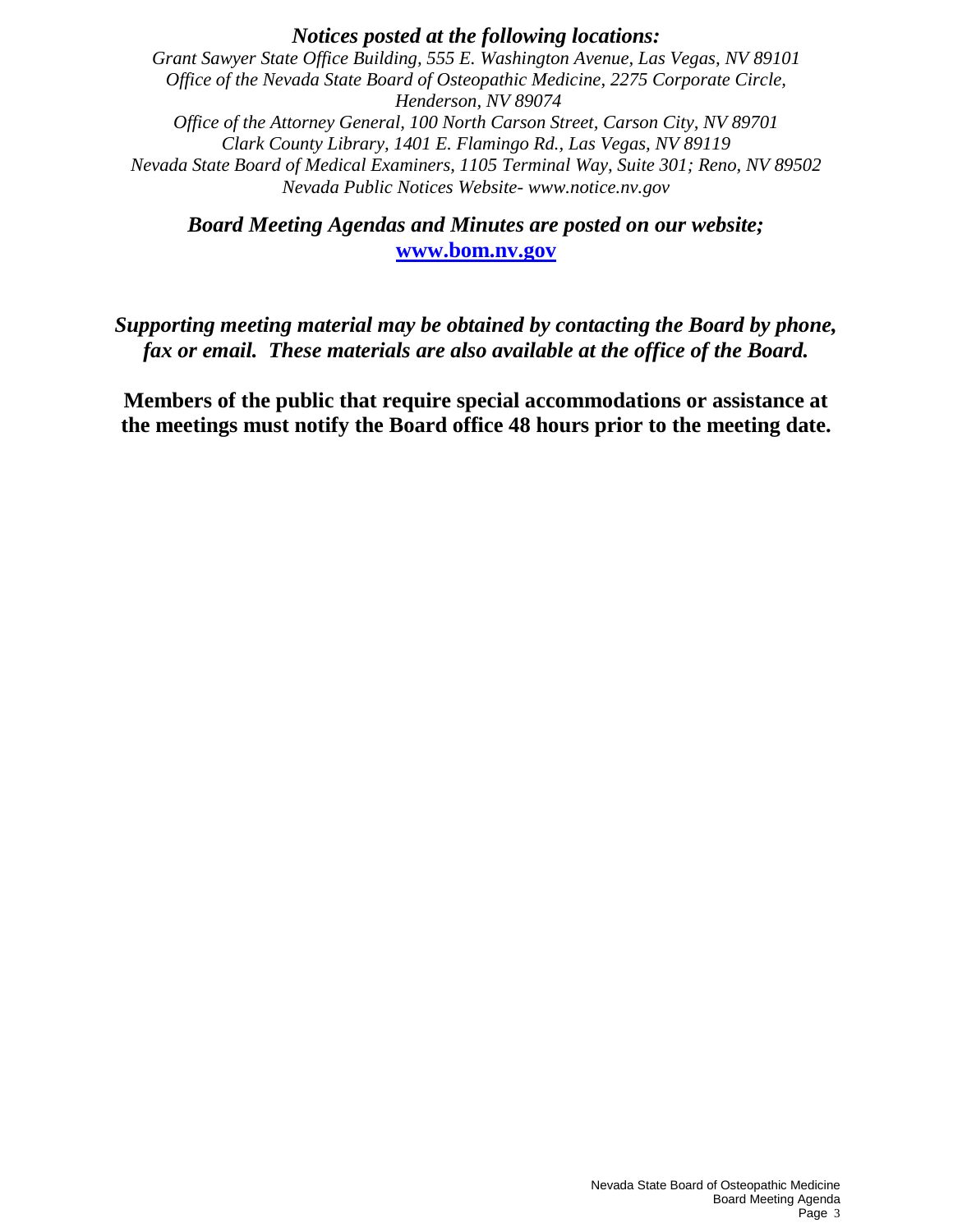***Notices posted at the following locations:***

*Grant Sawyer State Office Building, 555 E. Washington Avenue, Las Vegas, NV 89101*
*Office of the Nevada State Board of Osteopathic Medicine, 2275 Corporate Circle, Henderson, NV 89074*
*Office of the Attorney General, 100 North Carson Street, Carson City, NV 89701*
*Clark County Library, 1401 E. Flamingo Rd., Las Vegas, NV 89119*
*Nevada State Board of Medical Examiners, 1105 Terminal Way, Suite 301; Reno, NV 89502*
*Nevada Public Notices Website- www.notice.nv.gov*

***Board Meeting Agendas and Minutes are posted on our website;***
**[www.bom.nv.gov](http://www.bom.nv.gov)**

***Supporting meeting material may be obtained by contacting the Board by phone, fax or email. These materials are also available at the office of the Board.***

**Members of the public that require special accommodations or assistance at the meetings must notify the Board office 48 hours prior to the meeting date.**